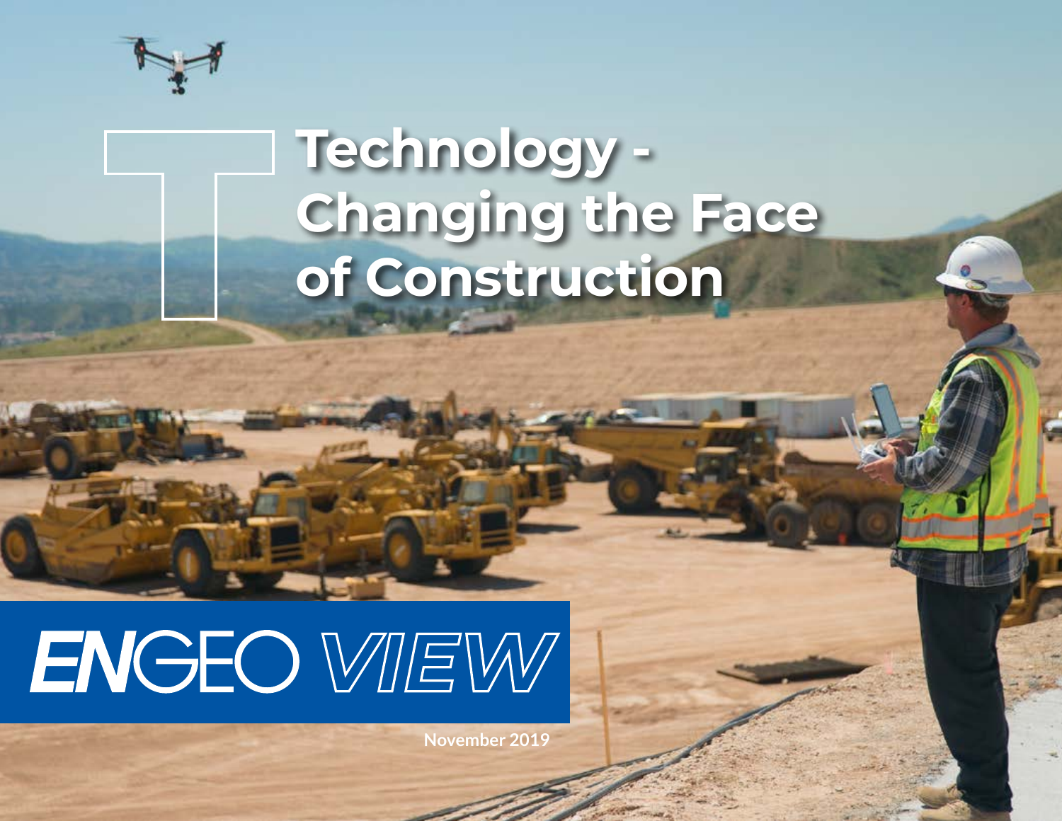# Technology - Changing the Face of Construction

ENGEO VIEW

November 2019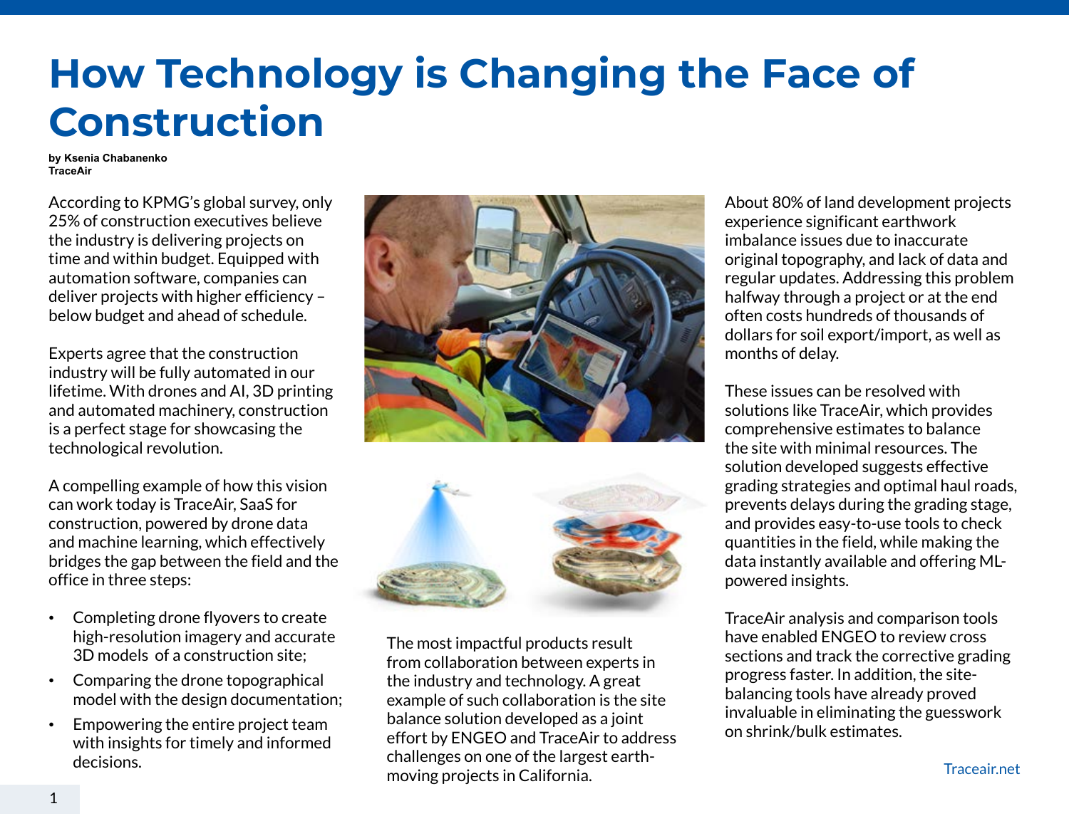# How Technology is Changing the Face of Construction

**by Ksenia Chabanenko**
**TraceAir**

According to KPMG's global survey, only 25% of construction executives believe the industry is delivering projects on time and within budget. Equipped with automation software, companies can deliver projects with higher efficiency – below budget and ahead of schedule.

Experts agree that the construction industry will be fully automated in our lifetime. With drones and AI, 3D printing and automated machinery, construction is a perfect stage for showcasing the technological revolution.

A compelling example of how this vision can work today is TraceAir, SaaS for construction, powered by drone data and machine learning, which effectively bridges the gap between the field and the office in three steps:

- Completing drone flyovers to create high-resolution imagery and accurate 3D models of a construction site;
- Comparing the drone topographical model with the design documentation;
- Empowering the entire project team with insights for timely and informed decisions.

The most impactful products result from collaboration between experts in the industry and technology. A great example of such collaboration is the site balance solution developed as a joint effort by ENGEO and TraceAir to address challenges on one of the largest earth-moving projects in California.

About 80% of land development projects experience significant earthwork imbalance issues due to inaccurate original topography, and lack of data and regular updates. Addressing this problem halfway through a project or at the end often costs hundreds of thousands of dollars for soil export/import, as well as months of delay.

These issues can be resolved with solutions like TraceAir, which provides comprehensive estimates to balance the site with minimal resources. The solution developed suggests effective grading strategies and optimal haul roads, prevents delays during the grading stage, and provides easy-to-use tools to check quantities in the field, while making the data instantly available and offering ML-powered insights.

TraceAir analysis and comparison tools have enabled ENGEO to review cross sections and track the corrective grading progress faster. In addition, the site-balancing tools have already proved invaluable in eliminating the guesswork on shrink/bulk estimates.

Traceair.net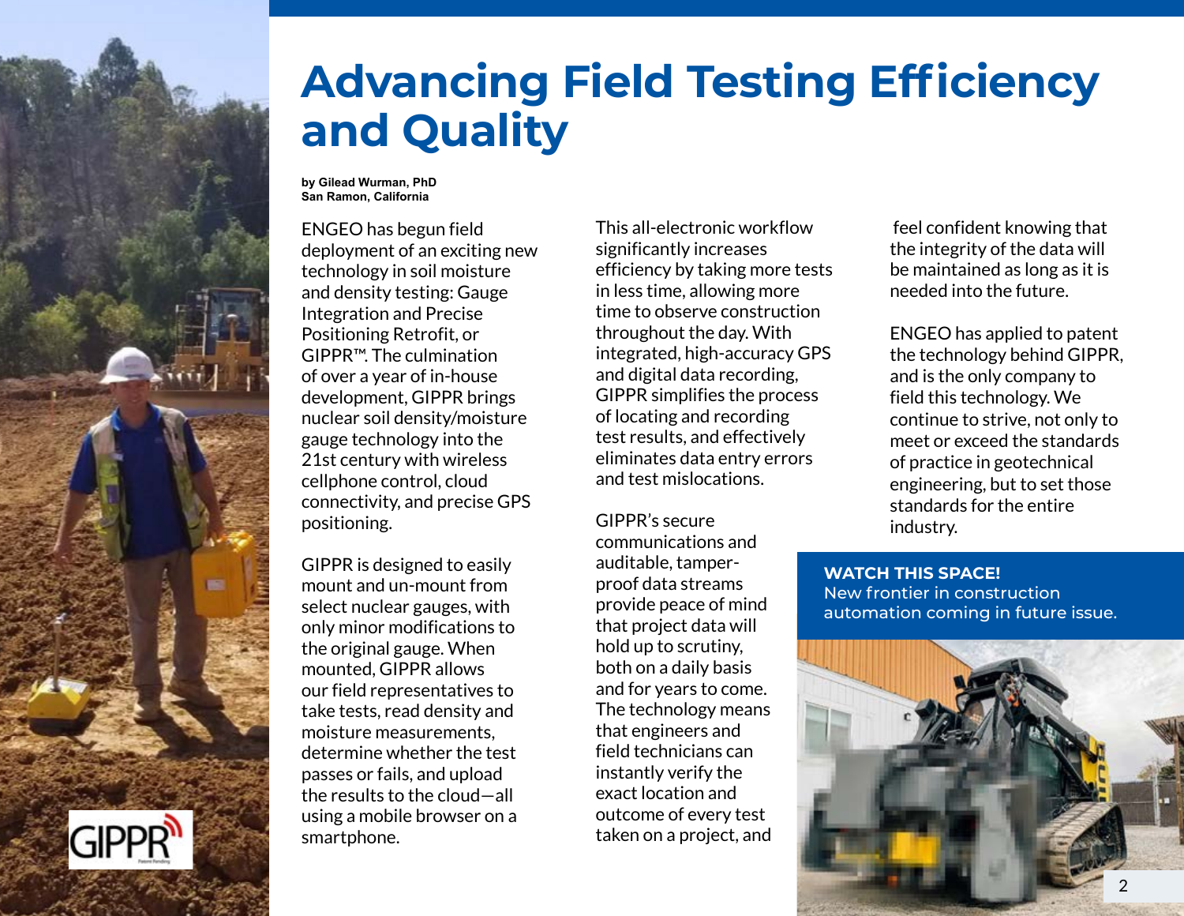# Advancing Field Testing Efficiency and Quality

**by Gilead Wurman, PhD**
**San Ramon, California**

ENGEO has begun field deployment of an exciting new technology in soil moisture and density testing: Gauge Integration and Precise Positioning Retrofit, or GIPPR™. The culmination of over a year of in-house development, GIPPR brings nuclear soil density/moisture gauge technology into the 21st century with wireless cellphone control, cloud connectivity, and precise GPS positioning.

GIPPR is designed to easily mount and un-mount from select nuclear gauges, with only minor modifications to the original gauge. When mounted, GIPPR allows our field representatives to take tests, read density and moisture measurements, determine whether the test passes or fails, and upload the results to the cloud—all using a mobile browser on a smartphone.

This all-electronic workflow significantly increases efficiency by taking more tests in less time, allowing more time to observe construction throughout the day. With integrated, high-accuracy GPS and digital data recording, GIPPR simplifies the process of locating and recording test results, and effectively eliminates data entry errors and test mislocations.

GIPPR's secure communications and auditable, tamper-proof data streams provide peace of mind that project data will hold up to scrutiny, both on a daily basis and for years to come. The technology means that engineers and field technicians can instantly verify the exact location and outcome of every test taken on a project, and feel confident knowing that the integrity of the data will be maintained as long as it is needed into the future.

ENGEO has applied to patent the technology behind GIPPR, and is the only company to field this technology. We continue to strive, not only to meet or exceed the standards of practice in geotechnical engineering, but to set those standards for the entire industry.

**WATCH THIS SPACE!**
New frontier in construction automation coming in future issue.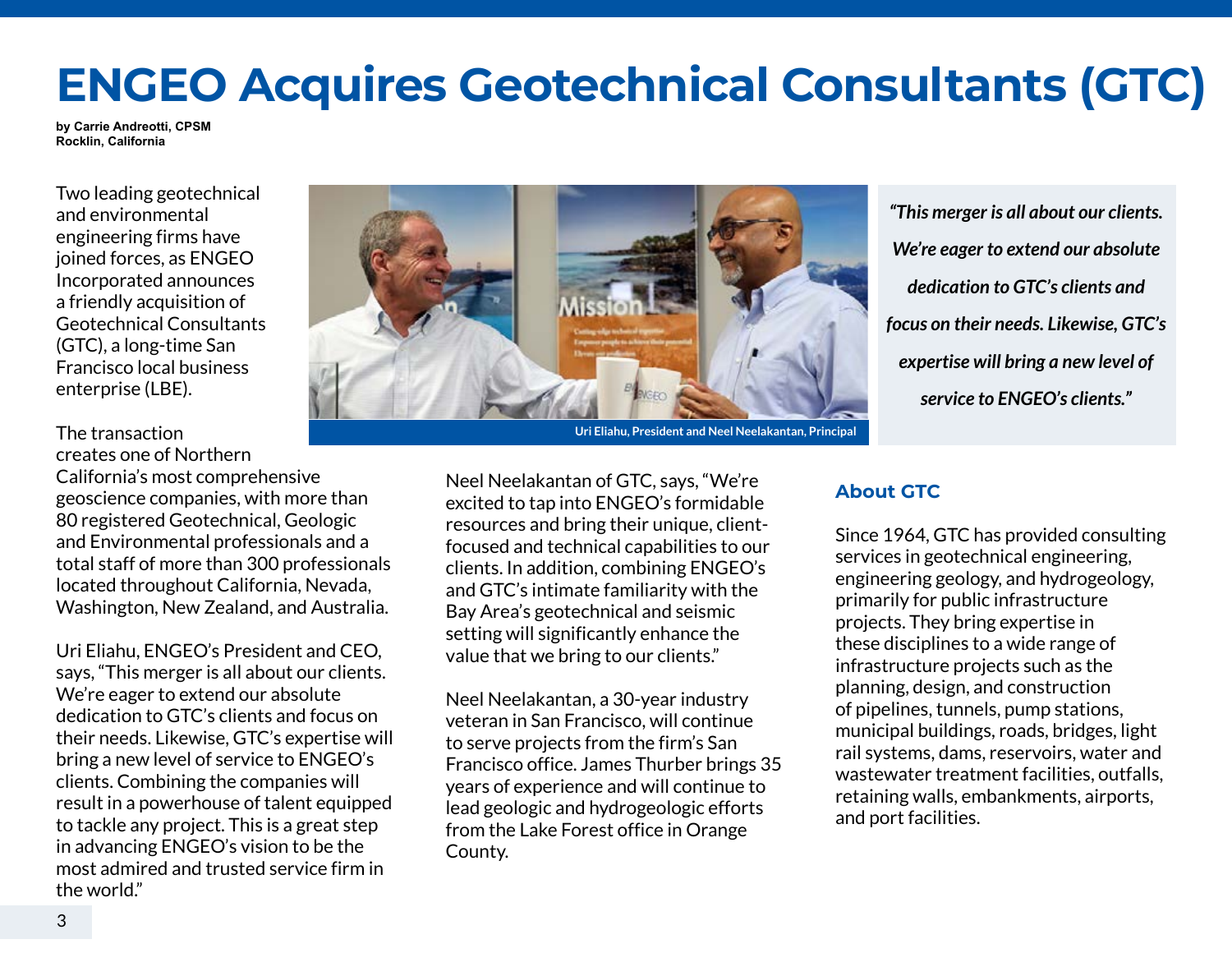# ENGEO Acquires Geotechnical Consultants (GTC)

**by Carrie Andreotti, CPSM**
**Rocklin, California**

Two leading geotechnical and environmental engineering firms have joined forces, as ENGEO Incorporated announces a friendly acquisition of Geotechnical Consultants (GTC), a long-time San Francisco local business enterprise (LBE).

The transaction creates one of Northern California's most comprehensive geoscience companies, with more than 80 registered Geotechnical, Geologic and Environmental professionals and a total staff of more than 300 professionals located throughout California, Nevada, Washington, New Zealand, and Australia.

Uri Eliahu, ENGEO's President and CEO, says, "This merger is all about our clients. We're eager to extend our absolute dedication to GTC's clients and focus on their needs. Likewise, GTC's expertise will bring a new level of service to ENGEO's clients. Combining the companies will result in a powerhouse of talent equipped to tackle any project. This is a great step in advancing ENGEO's vision to be the most admired and trusted service firm in the world."

Uri Eliahu, President and Neel Neelakantan, Principal

> ***"This merger is all about our clients. We're eager to extend our absolute dedication to GTC's clients and focus on their needs. Likewise, GTC's expertise will bring a new level of service to ENGEO's clients."***

Neel Neelakantan of GTC, says, "We're excited to tap into ENGEO's formidable resources and bring their unique, client-focused and technical capabilities to our clients. In addition, combining ENGEO's and GTC's intimate familiarity with the Bay Area's geotechnical and seismic setting will significantly enhance the value that we bring to our clients."

Neel Neelakantan, a 30-year industry veteran in San Francisco, will continue to serve projects from the firm's San Francisco office. James Thurber brings 35 years of experience and will continue to lead geologic and hydrogeologic efforts from the Lake Forest office in Orange County.

### About GTC

Since 1964, GTC has provided consulting services in geotechnical engineering, engineering geology, and hydrogeology, primarily for public infrastructure projects. They bring expertise in these disciplines to a wide range of infrastructure projects such as the planning, design, and construction of pipelines, tunnels, pump stations, municipal buildings, roads, bridges, light rail systems, dams, reservoirs, water and wastewater treatment facilities, outfalls, retaining walls, embankments, airports, and port facilities.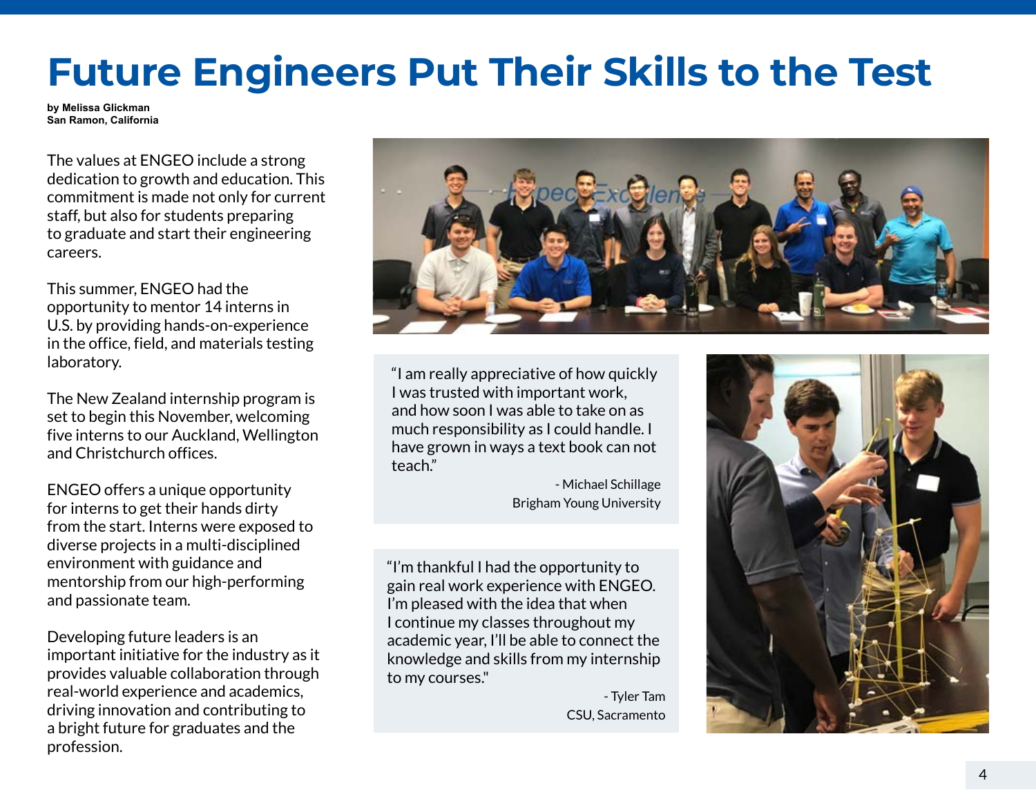# Future Engineers Put Their Skills to the Test

**by Melissa Glickman**
**San Ramon, California**

The values at ENGEO include a strong dedication to growth and education. This commitment is made not only for current staff, but also for students preparing to graduate and start their engineering careers.

This summer, ENGEO had the opportunity to mentor 14 interns in U.S. by providing hands-on-experience in the office, field, and materials testing laboratory.

The New Zealand internship program is set to begin this November, welcoming five interns to our Auckland, Wellington and Christchurch offices.

ENGEO offers a unique opportunity for interns to get their hands dirty from the start. Interns were exposed to diverse projects in a multi-disciplined environment with guidance and mentorship from our high-performing and passionate team.

Developing future leaders is an important initiative for the industry as it provides valuable collaboration through real-world experience and academics, driving innovation and contributing to a bright future for graduates and the profession.

> "I am really appreciative of how quickly I was trusted with important work, and how soon I was able to take on as much responsibility as I could handle. I have grown in ways a text book can not teach."
>
> \- Michael Schillage
> Brigham Young University

> "I'm thankful I had the opportunity to gain real work experience with ENGEO. I'm pleased with the idea that when I continue my classes throughout my academic year, I'll be able to connect the knowledge and skills from my internship to my courses."
>
> \- Tyler Tam
> CSU, Sacramento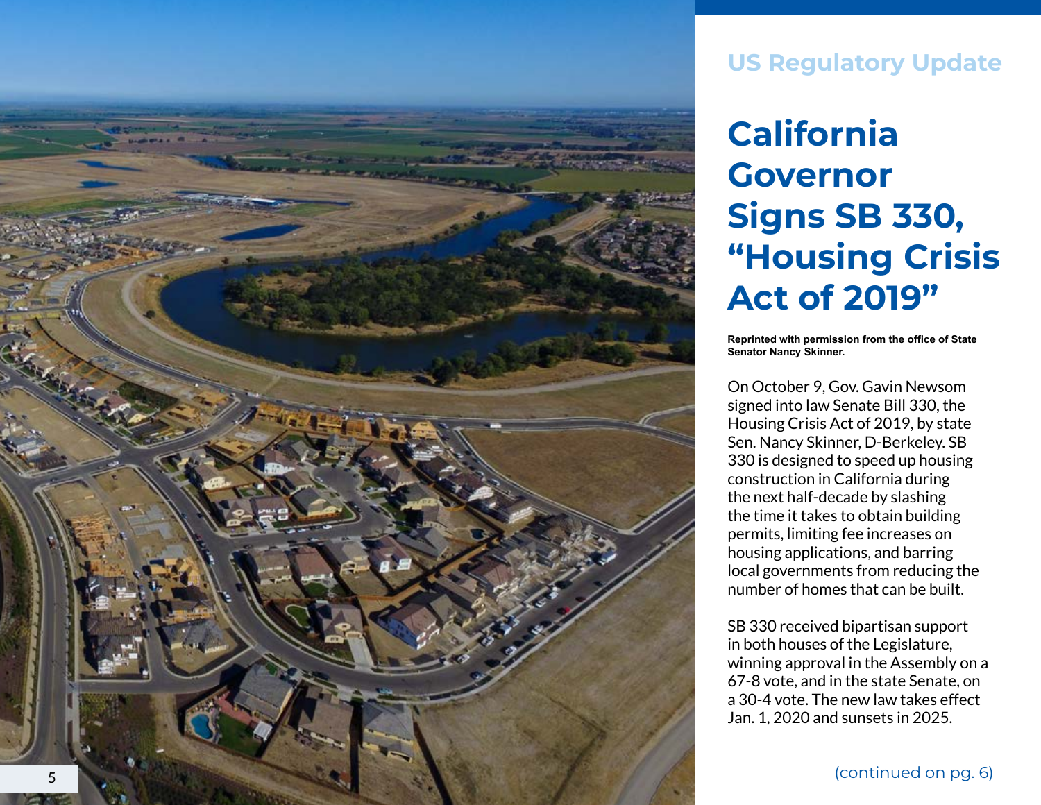US Regulatory Update

# California Governor Signs SB 330, "Housing Crisis Act of 2019"

**Reprinted with permission from the office of State Senator Nancy Skinner.**

On October 9, Gov. Gavin Newsom signed into law Senate Bill 330, the Housing Crisis Act of 2019, by state Sen. Nancy Skinner, D-Berkeley. SB 330 is designed to speed up housing construction in California during the next half-decade by slashing the time it takes to obtain building permits, limiting fee increases on housing applications, and barring local governments from reducing the number of homes that can be built.

SB 330 received bipartisan support in both houses of the Legislature, winning approval in the Assembly on a 67-8 vote, and in the state Senate, on a 30-4 vote. The new law takes effect Jan. 1, 2020 and sunsets in 2025.

(continued on pg. 6)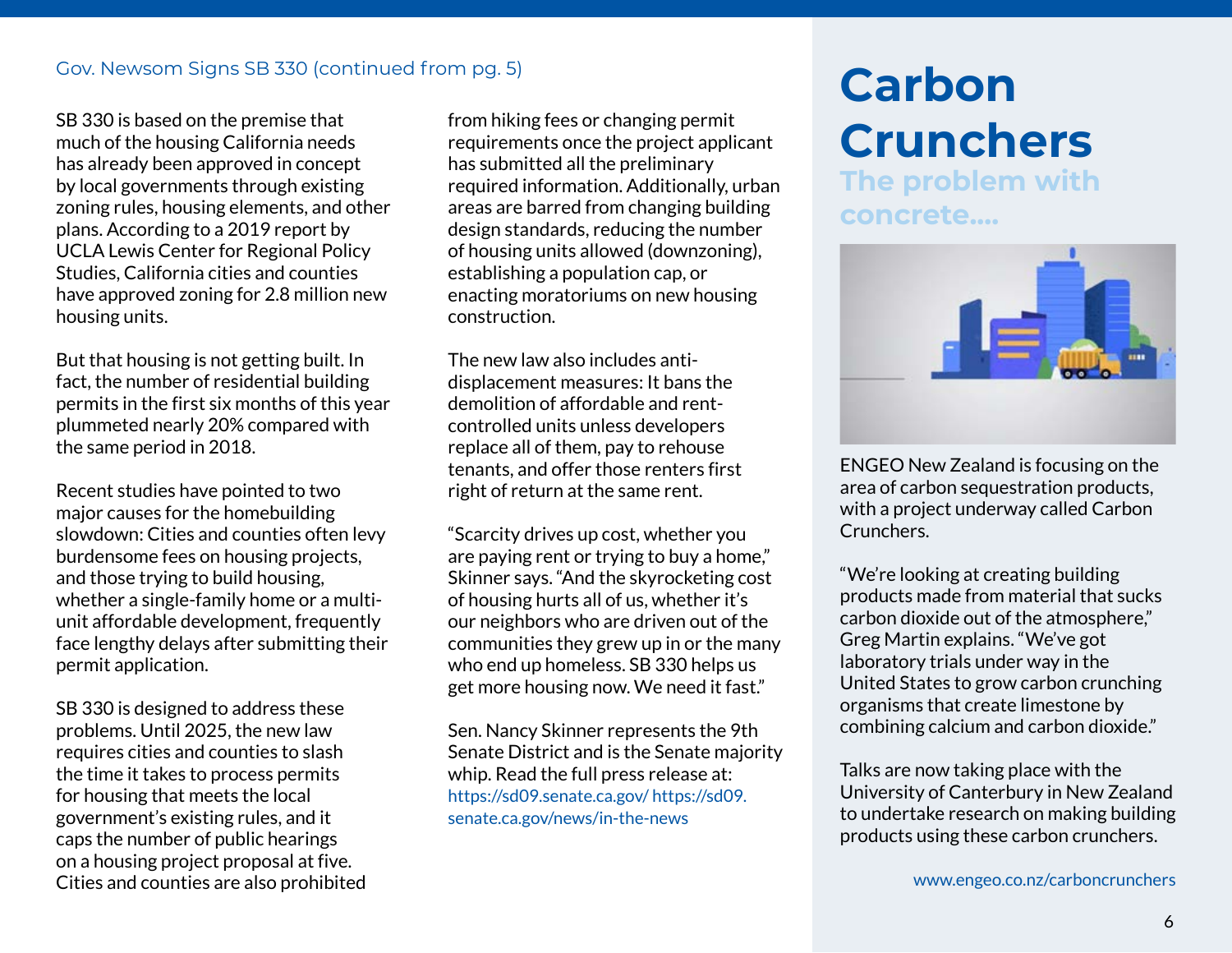Gov. Newsom Signs SB 330 (continued from pg. 5)

SB 330 is based on the premise that much of the housing California needs has already been approved in concept by local governments through existing zoning rules, housing elements, and other plans. According to a 2019 report by UCLA Lewis Center for Regional Policy Studies, California cities and counties have approved zoning for 2.8 million new housing units.

But that housing is not getting built. In fact, the number of residential building permits in the first six months of this year plummeted nearly 20% compared with the same period in 2018.

Recent studies have pointed to two major causes for the homebuilding slowdown: Cities and counties often levy burdensome fees on housing projects, and those trying to build housing, whether a single-family home or a multi-unit affordable development, frequently face lengthy delays after submitting their permit application.

SB 330 is designed to address these problems. Until 2025, the new law requires cities and counties to slash the time it takes to process permits for housing that meets the local government's existing rules, and it caps the number of public hearings on a housing project proposal at five. Cities and counties are also prohibited from hiking fees or changing permit requirements once the project applicant has submitted all the preliminary required information. Additionally, urban areas are barred from changing building design standards, reducing the number of housing units allowed (downzoning), establishing a population cap, or enacting moratoriums on new housing construction.

The new law also includes anti-displacement measures: It bans the demolition of affordable and rent-controlled units unless developers replace all of them, pay to rehouse tenants, and offer those renters first right of return at the same rent.

"Scarcity drives up cost, whether you are paying rent or trying to buy a home," Skinner says. "And the skyrocketing cost of housing hurts all of us, whether it's our neighbors who are driven out of the communities they grew up in or the many who end up homeless. SB 330 helps us get more housing now. We need it fast."

Sen. Nancy Skinner represents the 9th Senate District and is the Senate majority whip. Read the full press release at: https://sd09.senate.ca.gov/ https://sd09.senate.ca.gov/news/in-the-news

# Carbon Crunchers

## The problem with concrete....

ENGEO New Zealand is focusing on the area of carbon sequestration products, with a project underway called Carbon Crunchers.

"We're looking at creating building products made from material that sucks carbon dioxide out of the atmosphere," Greg Martin explains. "We've got laboratory trials under way in the United States to grow carbon crunching organisms that create limestone by combining calcium and carbon dioxide."

Talks are now taking place with the University of Canterbury in New Zealand to undertake research on making building products using these carbon crunchers.

www.engeo.co.nz/carboncrunchers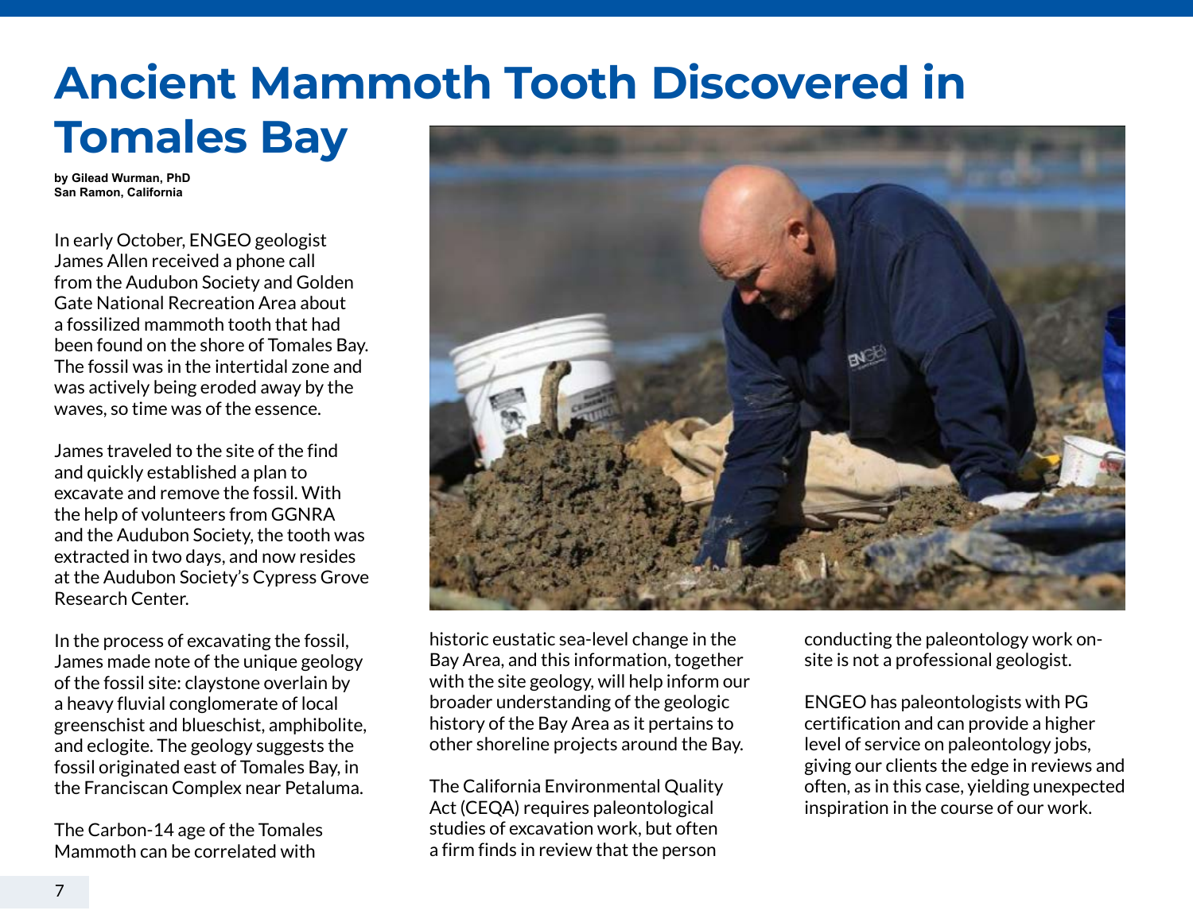# Ancient Mammoth Tooth Discovered in Tomales Bay

**by Gilead Wurman, PhD**
**San Ramon, California**

In early October, ENGEO geologist James Allen received a phone call from the Audubon Society and Golden Gate National Recreation Area about a fossilized mammoth tooth that had been found on the shore of Tomales Bay. The fossil was in the intertidal zone and was actively being eroded away by the waves, so time was of the essence.

James traveled to the site of the find and quickly established a plan to excavate and remove the fossil. With the help of volunteers from GGNRA and the Audubon Society, the tooth was extracted in two days, and now resides at the Audubon Society's Cypress Grove Research Center.

In the process of excavating the fossil, James made note of the unique geology of the fossil site: claystone overlain by a heavy fluvial conglomerate of local greenschist and blueschist, amphibolite, and eclogite. The geology suggests the fossil originated east of Tomales Bay, in the Franciscan Complex near Petaluma.

The Carbon-14 age of the Tomales Mammoth can be correlated with historic eustatic sea-level change in the Bay Area, and this information, together with the site geology, will help inform our broader understanding of the geologic history of the Bay Area as it pertains to other shoreline projects around the Bay.

The California Environmental Quality Act (CEQA) requires paleontological studies of excavation work, but often a firm finds in review that the person conducting the paleontology work on-site is not a professional geologist.

ENGEO has paleontologists with PG certification and can provide a higher level of service on paleontology jobs, giving our clients the edge in reviews and often, as in this case, yielding unexpected inspiration in the course of our work.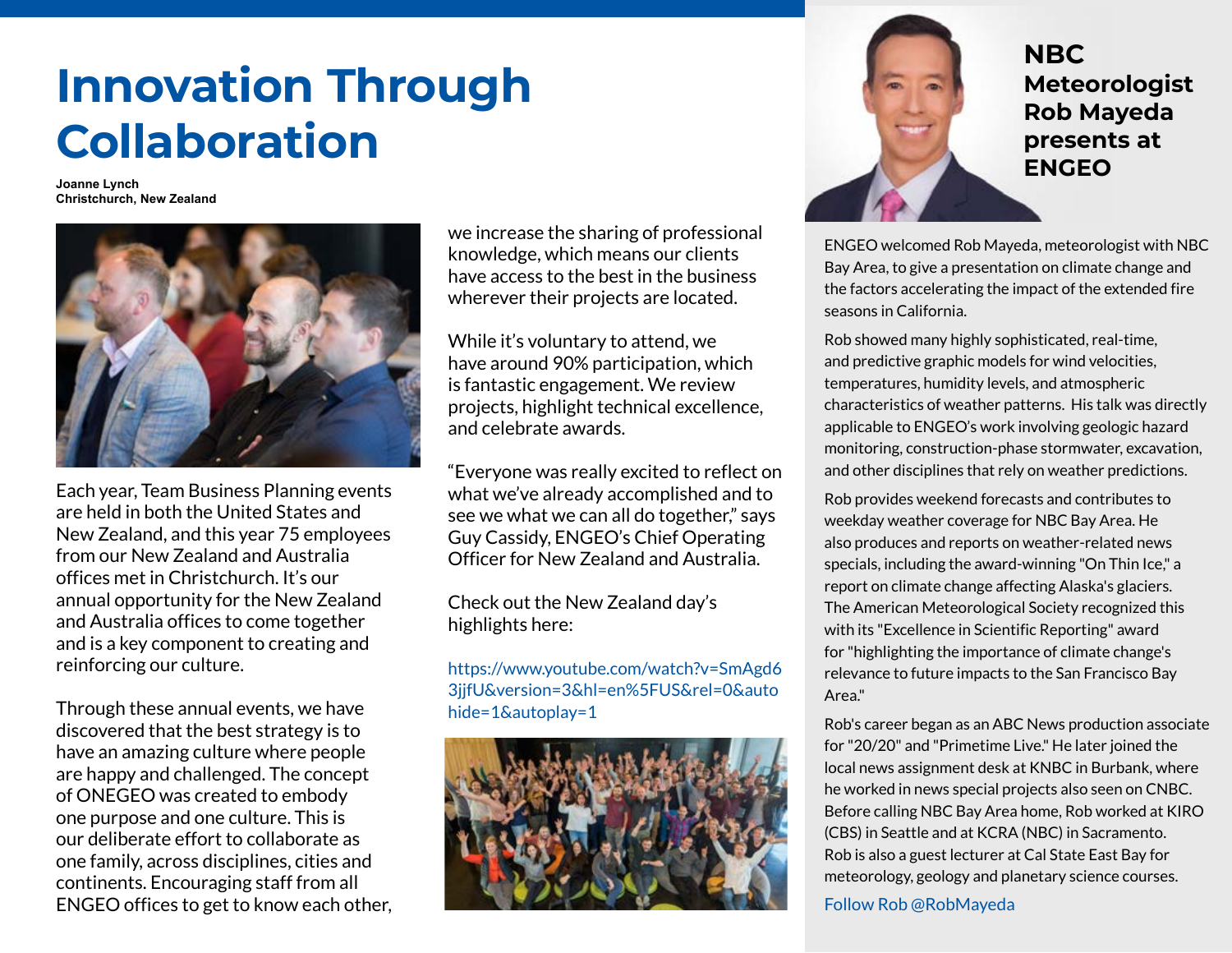# Innovation Through Collaboration

**Joanne Lynch**
**Christchurch, New Zealand**

Each year, Team Business Planning events are held in both the United States and New Zealand, and this year 75 employees from our New Zealand and Australia offices met in Christchurch. It's our annual opportunity for the New Zealand and Australia offices to come together and is a key component to creating and reinforcing our culture.

Through these annual events, we have discovered that the best strategy is to have an amazing culture where people are happy and challenged. The concept of ONEGEO was created to embody one purpose and one culture. This is our deliberate effort to collaborate as one family, across disciplines, cities and continents. Encouraging staff from all ENGEO offices to get to know each other, we increase the sharing of professional knowledge, which means our clients have access to the best in the business wherever their projects are located.

While it's voluntary to attend, we have around 90% participation, which is fantastic engagement. We review projects, highlight technical excellence, and celebrate awards.

"Everyone was really excited to reflect on what we've already accomplished and to see we what we can all do together," says Guy Cassidy, ENGEO's Chief Operating Officer for New Zealand and Australia.

Check out the New Zealand day's highlights here:

https://www.youtube.com/watch?v=SmAgd63jjfU&version=3&hl=en%5FUS&rel=0&autohide=1&autoplay=1

## NBC Meteorologist Rob Mayeda presents at ENGEO

ENGEO welcomed Rob Mayeda, meteorologist with NBC Bay Area, to give a presentation on climate change and the factors accelerating the impact of the extended fire seasons in California.

Rob showed many highly sophisticated, real-time, and predictive graphic models for wind velocities, temperatures, humidity levels, and atmospheric characteristics of weather patterns. His talk was directly applicable to ENGEO's work involving geologic hazard monitoring, construction-phase stormwater, excavation, and other disciplines that rely on weather predictions.

Rob provides weekend forecasts and contributes to weekday weather coverage for NBC Bay Area. He also produces and reports on weather-related news specials, including the award-winning "On Thin Ice," a report on climate change affecting Alaska's glaciers. The American Meteorological Society recognized this with its "Excellence in Scientific Reporting" award for "highlighting the importance of climate change's relevance to future impacts to the San Francisco Bay Area."

Rob's career began as an ABC News production associate for "20/20" and "Primetime Live." He later joined the local news assignment desk at KNBC in Burbank, where he worked in news special projects also seen on CNBC. Before calling NBC Bay Area home, Rob worked at KIRO (CBS) in Seattle and at KCRA (NBC) in Sacramento. Rob is also a guest lecturer at Cal State East Bay for meteorology, geology and planetary science courses.

Follow Rob @RobMayeda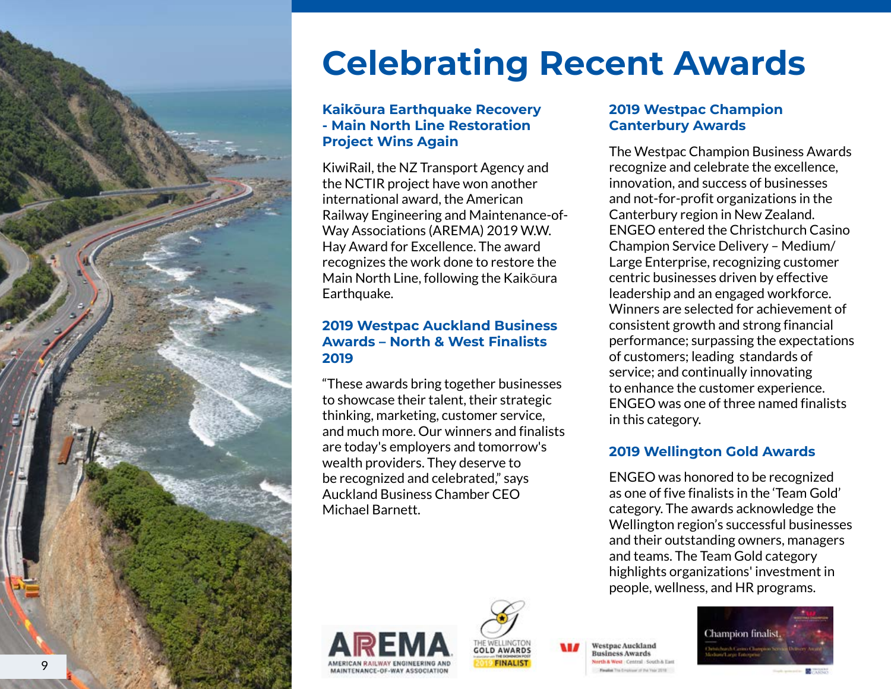# Celebrating Recent Awards

### Kaikōura Earthquake Recovery - Main North Line Restoration Project Wins Again

KiwiRail, the NZ Transport Agency and the NCTIR project have won another international award, the American Railway Engineering and Maintenance-of-Way Associations (AREMA) 2019 W.W. Hay Award for Excellence. The award recognizes the work done to restore the Main North Line, following the Kaikōura Earthquake.

### 2019 Westpac Auckland Business Awards – North & West Finalists 2019

"These awards bring together businesses to showcase their talent, their strategic thinking, marketing, customer service, and much more. Our winners and finalists are today's employers and tomorrow's wealth providers. They deserve to be recognized and celebrated," says Auckland Business Chamber CEO Michael Barnett.

### 2019 Westpac Champion Canterbury Awards

The Westpac Champion Business Awards recognize and celebrate the excellence, innovation, and success of businesses and not-for-profit organizations in the Canterbury region in New Zealand. ENGEO entered the Christchurch Casino Champion Service Delivery – Medium/ Large Enterprise, recognizing customer centric businesses driven by effective leadership and an engaged workforce. Winners are selected for achievement of consistent growth and strong financial performance; surpassing the expectations of customers; leading standards of service; and continually innovating to enhance the customer experience. ENGEO was one of three named finalists in this category.

### 2019 Wellington Gold Awards

ENGEO was honored to be recognized as one of five finalists in the 'Team Gold' category. The awards acknowledge the Wellington region's successful businesses and their outstanding owners, managers and teams. The Team Gold category highlights organizations' investment in people, wellness, and HR programs.

AREMA
AMERICAN RAILWAY ENGINEERING AND MAINTENANCE-OF-WAY ASSOCIATION

THE WELLINGTON GOLD AWARDS
2019 FINALIST

Westpac Auckland Business Awards
North & West

Champion finalist